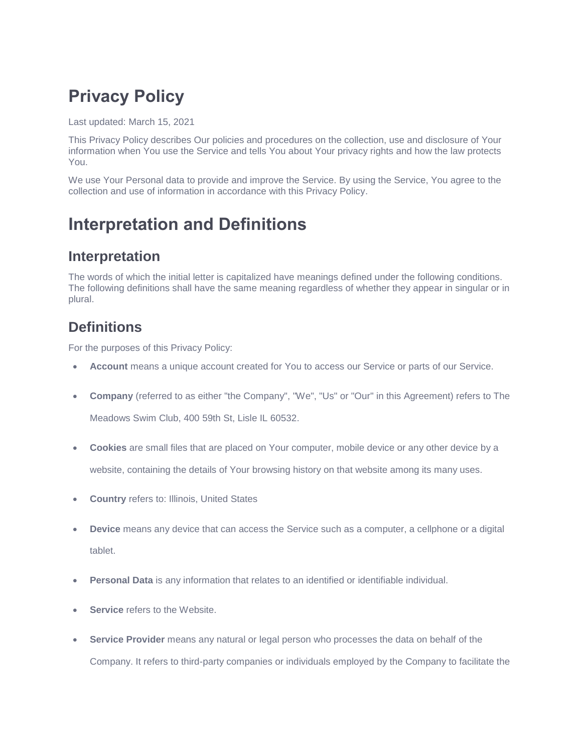# Privacy Policy

Last updated: March 15, 2021

This Privacy Policy describes Our policies and procedures on the collection, use and disclosure of Your information when You use the Service and tells You about Your privacy rights and how the law protects You.

We use Your Personal data to provide and improve the Service. By using the Service, You agree to the collection and use of information in accordance with this Privacy Policy.

# Interpretation and Definitions

## Interpretation

The words of which the initial letter is capitalized have meanings defined under the following conditions. The following definitions shall have the same meaning regardless of whether they appear in singular or in plural.

## Definitions

For the purposes of this Privacy Policy:

- **Account** means a unique account created for You to access our Service or parts of our Service.
- **Company** (referred to as either "the Company", "We", "Us" or "Our" in this Agreement) refers to The Meadows Swim Club, 400 59th St, Lisle IL 60532.
- **Cookies** are small files that are placed on Your computer, mobile device or any other device by a website, containing the details of Your browsing history on that website among its many uses.
- **Country** refers to: Illinois, United States
- **Device** means any device that can access the Service such as a computer, a cellphone or a digital tablet.
- **Personal Data** is any information that relates to an identified or identifiable individual.
- **Service** refers to the Website.
- **Service Provider** means any natural or legal person who processes the data on behalf of the Company. It refers to third-party companies or individuals employed by the Company to facilitate the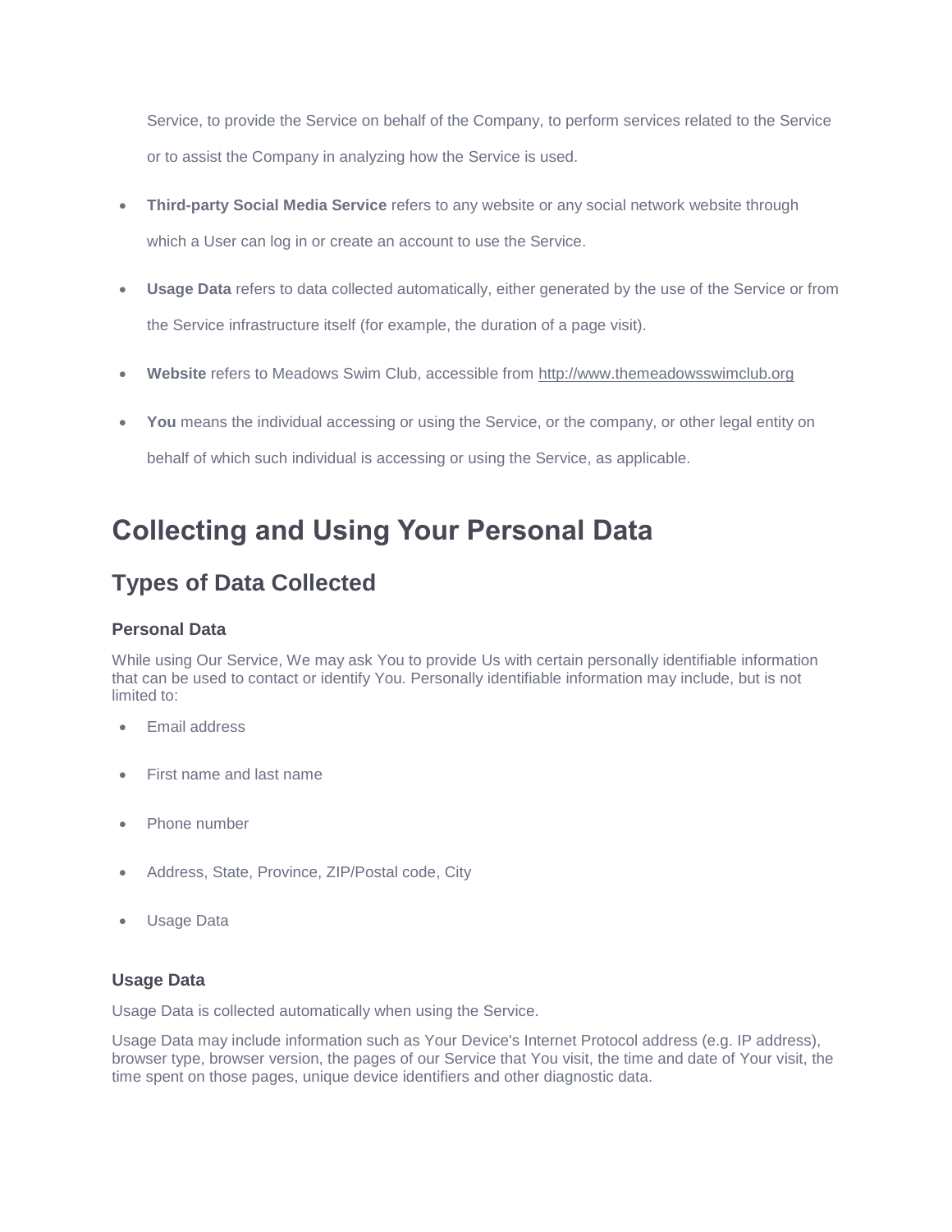Service, to provide the Service on behalf of the Company, to perform services related to the Service or to assist the Company in analyzing how the Service is used.

- **Third-party Social Media Service** refers to any website or any social network website through which a User can log in or create an account to use the Service.
- **Usage Data** refers to data collected automatically, either generated by the use of the Service or from the Service infrastructure itself (for example, the duration of a page visit).
- **Website** refers to Meadows Swim Club, accessible from http://www.themeadowsswimclub.org
- **You** means the individual accessing or using the Service, or the company, or other legal entity on behalf of which such individual is accessing or using the Service, as applicable.

# Collecting and Using Your Personal Data

## Types of Data Collected

### Personal Data

While using Our Service, We may ask You to provide Us with certain personally identifiable information that can be used to contact or identify You. Personally identifiable information may include, but is not limited to:

- Email address
- First name and last name
- Phone number
- Address, State, Province, ZIP/Postal code, City
- Usage Data

### Usage Data

Usage Data is collected automatically when using the Service.

Usage Data may include information such as Your Device's Internet Protocol address (e.g. IP address), browser type, browser version, the pages of our Service that You visit, the time and date of Your visit, the time spent on those pages, unique device identifiers and other diagnostic data.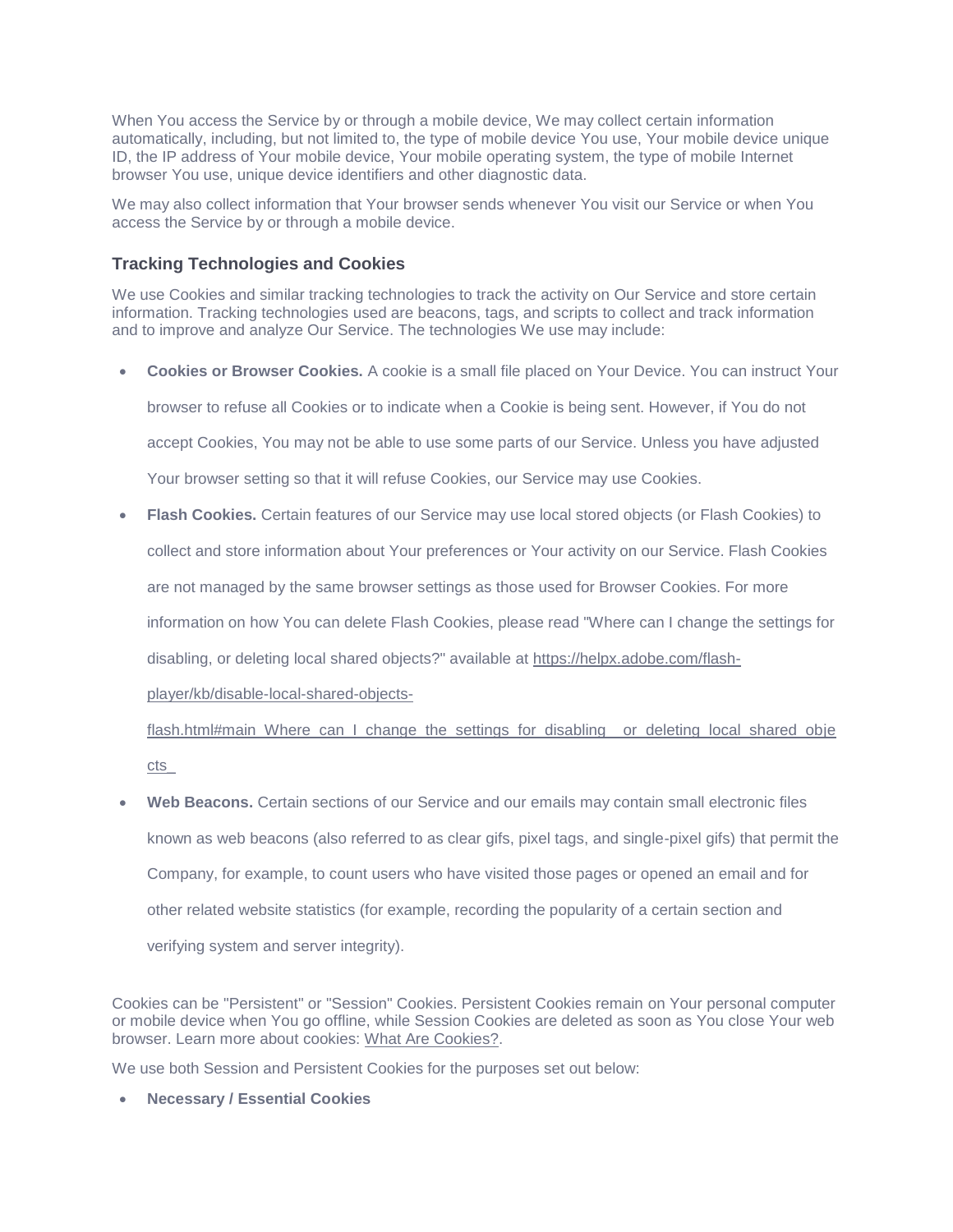When You access the Service by or through a mobile device, We may collect certain information automatically, including, but not limited to, the type of mobile device You use, Your mobile device unique ID, the IP address of Your mobile device, Your mobile operating system, the type of mobile Internet browser You use, unique device identifiers and other diagnostic data.

We may also collect information that Your browser sends whenever You visit our Service or when You access the Service by or through a mobile device.

### Tracking Technologies and Cookies

We use Cookies and similar tracking technologies to track the activity on Our Service and store certain information. Tracking technologies used are beacons, tags, and scripts to collect and track information and to improve and analyze Our Service. The technologies We use may include:

- **Cookies or Browser Cookies.** A cookie is a small file placed on Your Device. You can instruct Your browser to refuse all Cookies or to indicate when a Cookie is being sent. However, if You do not accept Cookies, You may not be able to use some parts of our Service. Unless you have adjusted Your browser setting so that it will refuse Cookies, our Service may use Cookies.
- **Flash Cookies.** Certain features of our Service may use local stored objects (or Flash Cookies) to collect and store information about Your preferences or Your activity on our Service. Flash Cookies are not managed by the same browser settings as those used for Browser Cookies. For more information on how You can delete Flash Cookies, please read "Where can I change the settings for disabling, or deleting local shared objects?" available at [https://helpx.adobe.com/flash-player/kb/disable-local-shared-objects-flash.html#main_Where_can_I_change_the_settings_for_disabling__or_deleting_local_shared_objects_](https://helpx.adobe.com/flash-player/kb/disable-local-shared-objects-flash.html#main_Where_can_I_change_the_settings_for_disabling__or_deleting_local_shared_objects_)
- **Web Beacons.** Certain sections of our Service and our emails may contain small electronic files known as web beacons (also referred to as clear gifs, pixel tags, and single-pixel gifs) that permit the Company, for example, to count users who have visited those pages or opened an email and for other related website statistics (for example, recording the popularity of a certain section and verifying system and server integrity).

Cookies can be "Persistent" or "Session" Cookies. Persistent Cookies remain on Your personal computer or mobile device when You go offline, while Session Cookies are deleted as soon as You close Your web browser. Learn more about cookies: What Are Cookies?.

We use both Session and Persistent Cookies for the purposes set out below:

- **Necessary / Essential Cookies**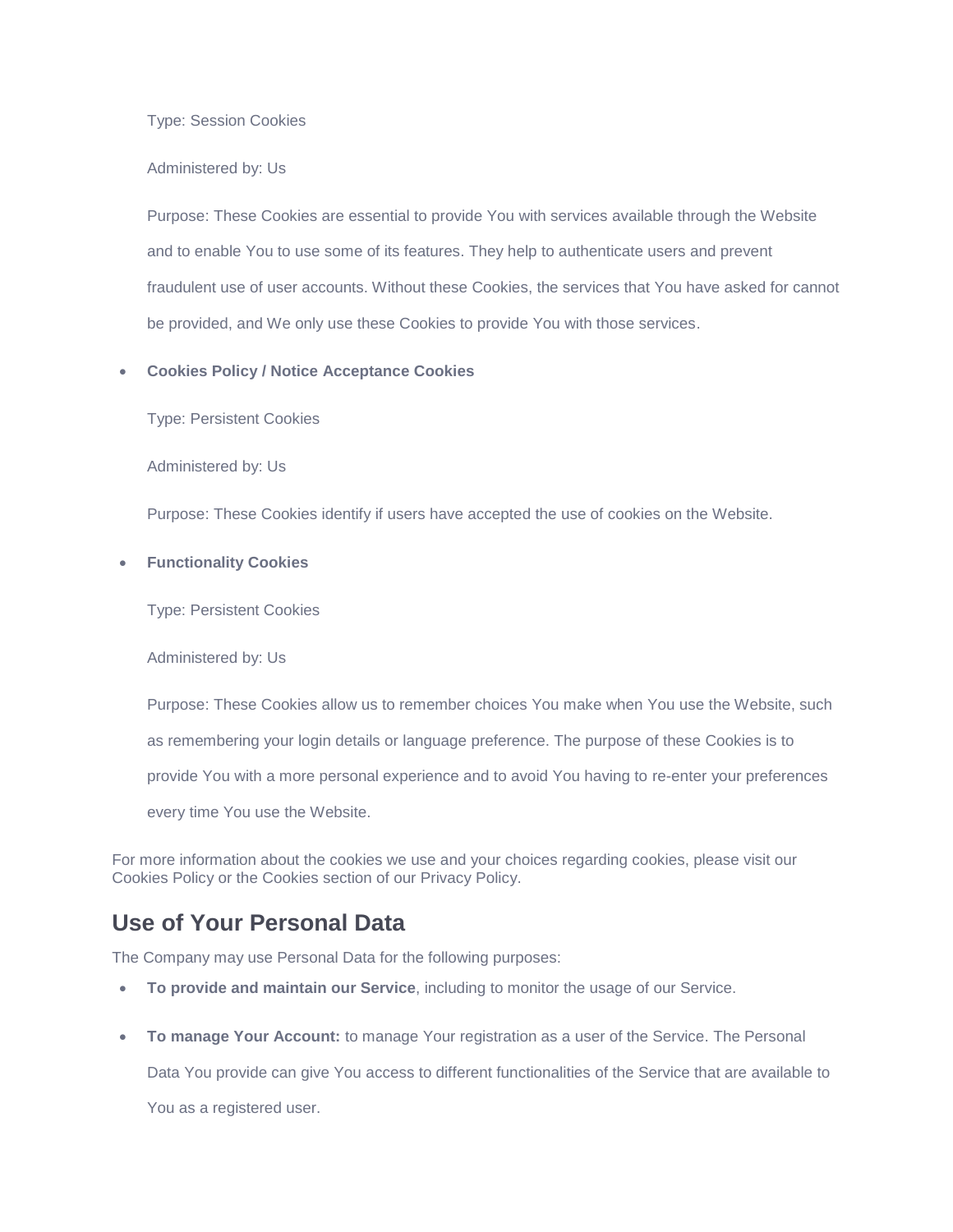Type: Session Cookies

Administered by: Us

Purpose: These Cookies are essential to provide You with services available through the Website and to enable You to use some of its features. They help to authenticate users and prevent fraudulent use of user accounts. Without these Cookies, the services that You have asked for cannot be provided, and We only use these Cookies to provide You with those services.

- **Cookies Policy / Notice Acceptance Cookies**

  Type: Persistent Cookies

  Administered by: Us

  Purpose: These Cookies identify if users have accepted the use of cookies on the Website.

- **Functionality Cookies**

  Type: Persistent Cookies

  Administered by: Us

  Purpose: These Cookies allow us to remember choices You make when You use the Website, such as remembering your login details or language preference. The purpose of these Cookies is to provide You with a more personal experience and to avoid You having to re-enter your preferences every time You use the Website.

For more information about the cookies we use and your choices regarding cookies, please visit our Cookies Policy or the Cookies section of our Privacy Policy.

## Use of Your Personal Data

The Company may use Personal Data for the following purposes:

- **To provide and maintain our Service**, including to monitor the usage of our Service.
- **To manage Your Account:** to manage Your registration as a user of the Service. The Personal Data You provide can give You access to different functionalities of the Service that are available to You as a registered user.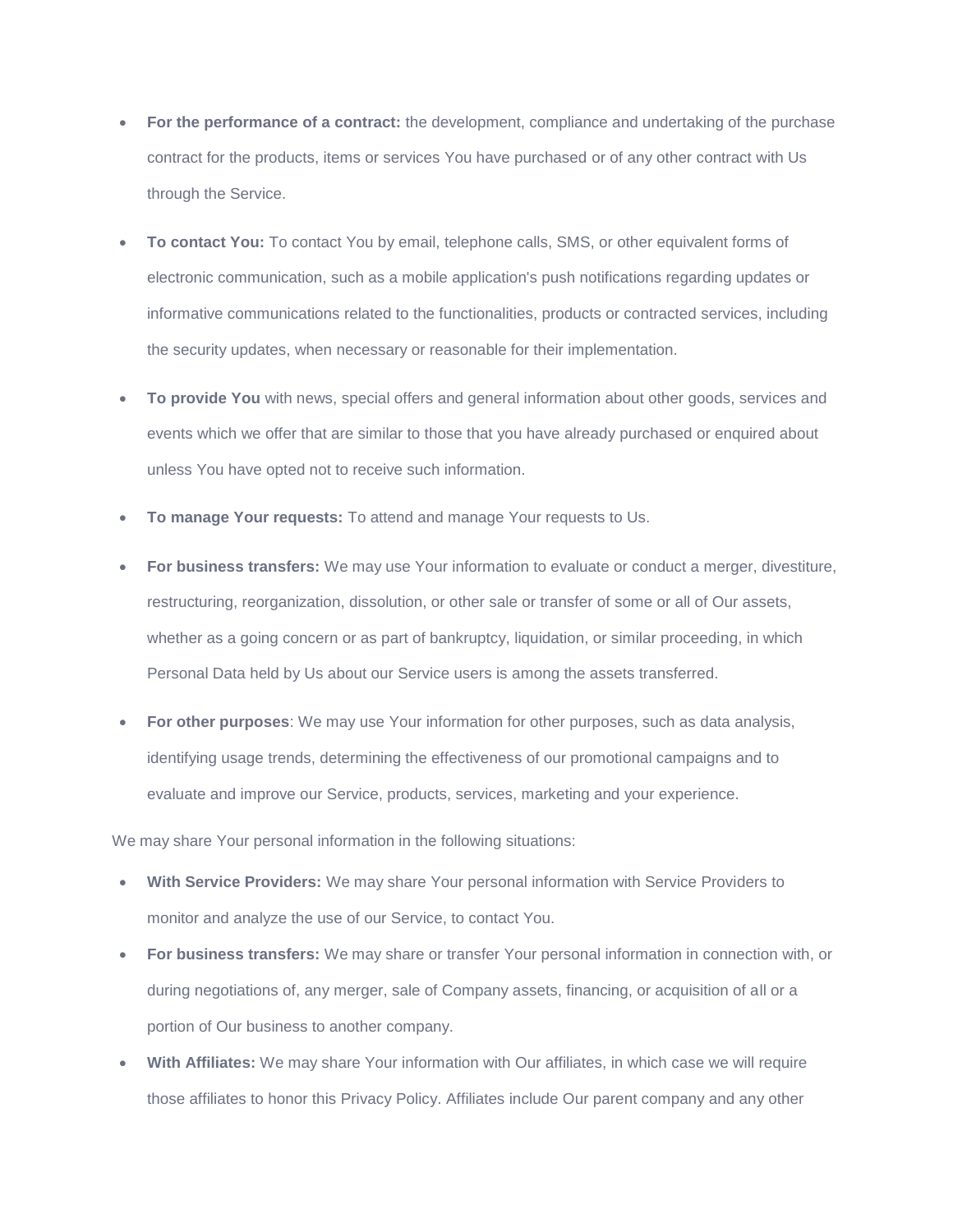- **For the performance of a contract:** the development, compliance and undertaking of the purchase contract for the products, items or services You have purchased or of any other contract with Us through the Service.
- **To contact You:** To contact You by email, telephone calls, SMS, or other equivalent forms of electronic communication, such as a mobile application's push notifications regarding updates or informative communications related to the functionalities, products or contracted services, including the security updates, when necessary or reasonable for their implementation.
- **To provide You** with news, special offers and general information about other goods, services and events which we offer that are similar to those that you have already purchased or enquired about unless You have opted not to receive such information.
- **To manage Your requests:** To attend and manage Your requests to Us.
- **For business transfers:** We may use Your information to evaluate or conduct a merger, divestiture, restructuring, reorganization, dissolution, or other sale or transfer of some or all of Our assets, whether as a going concern or as part of bankruptcy, liquidation, or similar proceeding, in which Personal Data held by Us about our Service users is among the assets transferred.
- **For other purposes**: We may use Your information for other purposes, such as data analysis, identifying usage trends, determining the effectiveness of our promotional campaigns and to evaluate and improve our Service, products, services, marketing and your experience.

We may share Your personal information in the following situations:

- **With Service Providers:** We may share Your personal information with Service Providers to monitor and analyze the use of our Service, to contact You.
- **For business transfers:** We may share or transfer Your personal information in connection with, or during negotiations of, any merger, sale of Company assets, financing, or acquisition of all or a portion of Our business to another company.
- **With Affiliates:** We may share Your information with Our affiliates, in which case we will require those affiliates to honor this Privacy Policy. Affiliates include Our parent company and any other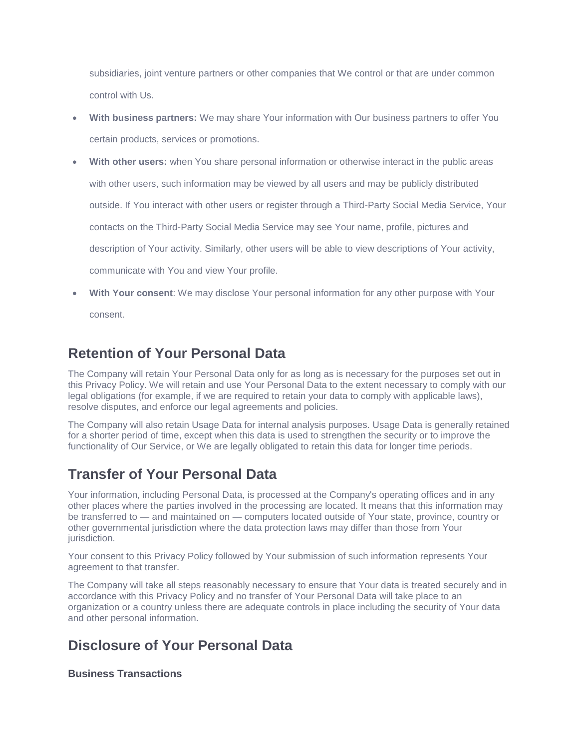subsidiaries, joint venture partners or other companies that We control or that are under common control with Us.

- **With business partners:** We may share Your information with Our business partners to offer You certain products, services or promotions.
- **With other users:** when You share personal information or otherwise interact in the public areas with other users, such information may be viewed by all users and may be publicly distributed outside. If You interact with other users or register through a Third-Party Social Media Service, Your contacts on the Third-Party Social Media Service may see Your name, profile, pictures and description of Your activity. Similarly, other users will be able to view descriptions of Your activity, communicate with You and view Your profile.
- **With Your consent**: We may disclose Your personal information for any other purpose with Your consent.

## Retention of Your Personal Data

The Company will retain Your Personal Data only for as long as is necessary for the purposes set out in this Privacy Policy. We will retain and use Your Personal Data to the extent necessary to comply with our legal obligations (for example, if we are required to retain your data to comply with applicable laws), resolve disputes, and enforce our legal agreements and policies.

The Company will also retain Usage Data for internal analysis purposes. Usage Data is generally retained for a shorter period of time, except when this data is used to strengthen the security or to improve the functionality of Our Service, or We are legally obligated to retain this data for longer time periods.

## Transfer of Your Personal Data

Your information, including Personal Data, is processed at the Company's operating offices and in any other places where the parties involved in the processing are located. It means that this information may be transferred to — and maintained on — computers located outside of Your state, province, country or other governmental jurisdiction where the data protection laws may differ than those from Your jurisdiction.

Your consent to this Privacy Policy followed by Your submission of such information represents Your agreement to that transfer.

The Company will take all steps reasonably necessary to ensure that Your data is treated securely and in accordance with this Privacy Policy and no transfer of Your Personal Data will take place to an organization or a country unless there are adequate controls in place including the security of Your data and other personal information.

## Disclosure of Your Personal Data

### Business Transactions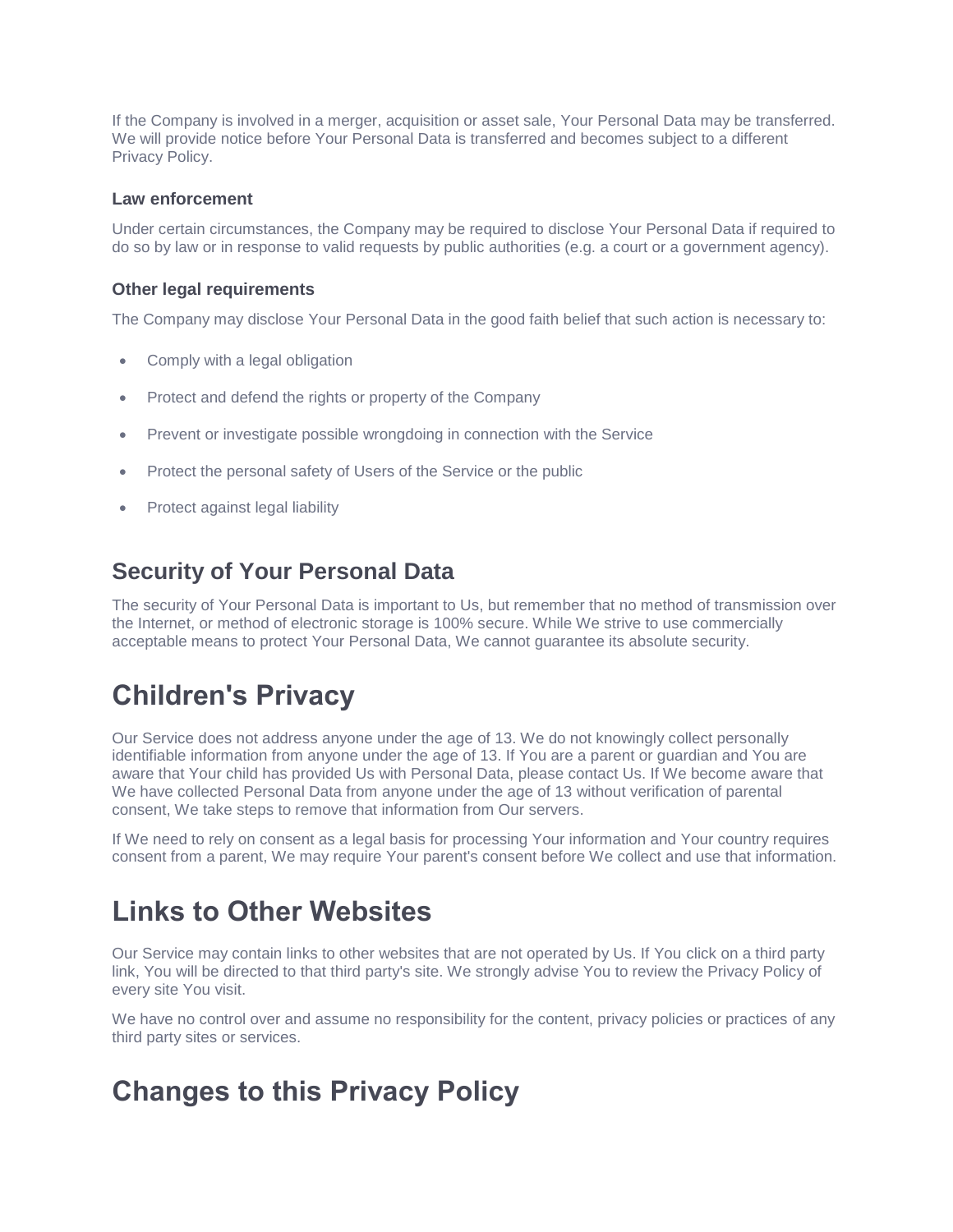If the Company is involved in a merger, acquisition or asset sale, Your Personal Data may be transferred. We will provide notice before Your Personal Data is transferred and becomes subject to a different Privacy Policy.

### Law enforcement

Under certain circumstances, the Company may be required to disclose Your Personal Data if required to do so by law or in response to valid requests by public authorities (e.g. a court or a government agency).

### Other legal requirements

The Company may disclose Your Personal Data in the good faith belief that such action is necessary to:

- Comply with a legal obligation
- Protect and defend the rights or property of the Company
- Prevent or investigate possible wrongdoing in connection with the Service
- Protect the personal safety of Users of the Service or the public
- Protect against legal liability

## Security of Your Personal Data

The security of Your Personal Data is important to Us, but remember that no method of transmission over the Internet, or method of electronic storage is 100% secure. While We strive to use commercially acceptable means to protect Your Personal Data, We cannot guarantee its absolute security.

# Children's Privacy

Our Service does not address anyone under the age of 13. We do not knowingly collect personally identifiable information from anyone under the age of 13. If You are a parent or guardian and You are aware that Your child has provided Us with Personal Data, please contact Us. If We become aware that We have collected Personal Data from anyone under the age of 13 without verification of parental consent, We take steps to remove that information from Our servers.

If We need to rely on consent as a legal basis for processing Your information and Your country requires consent from a parent, We may require Your parent's consent before We collect and use that information.

# Links to Other Websites

Our Service may contain links to other websites that are not operated by Us. If You click on a third party link, You will be directed to that third party's site. We strongly advise You to review the Privacy Policy of every site You visit.

We have no control over and assume no responsibility for the content, privacy policies or practices of any third party sites or services.

# Changes to this Privacy Policy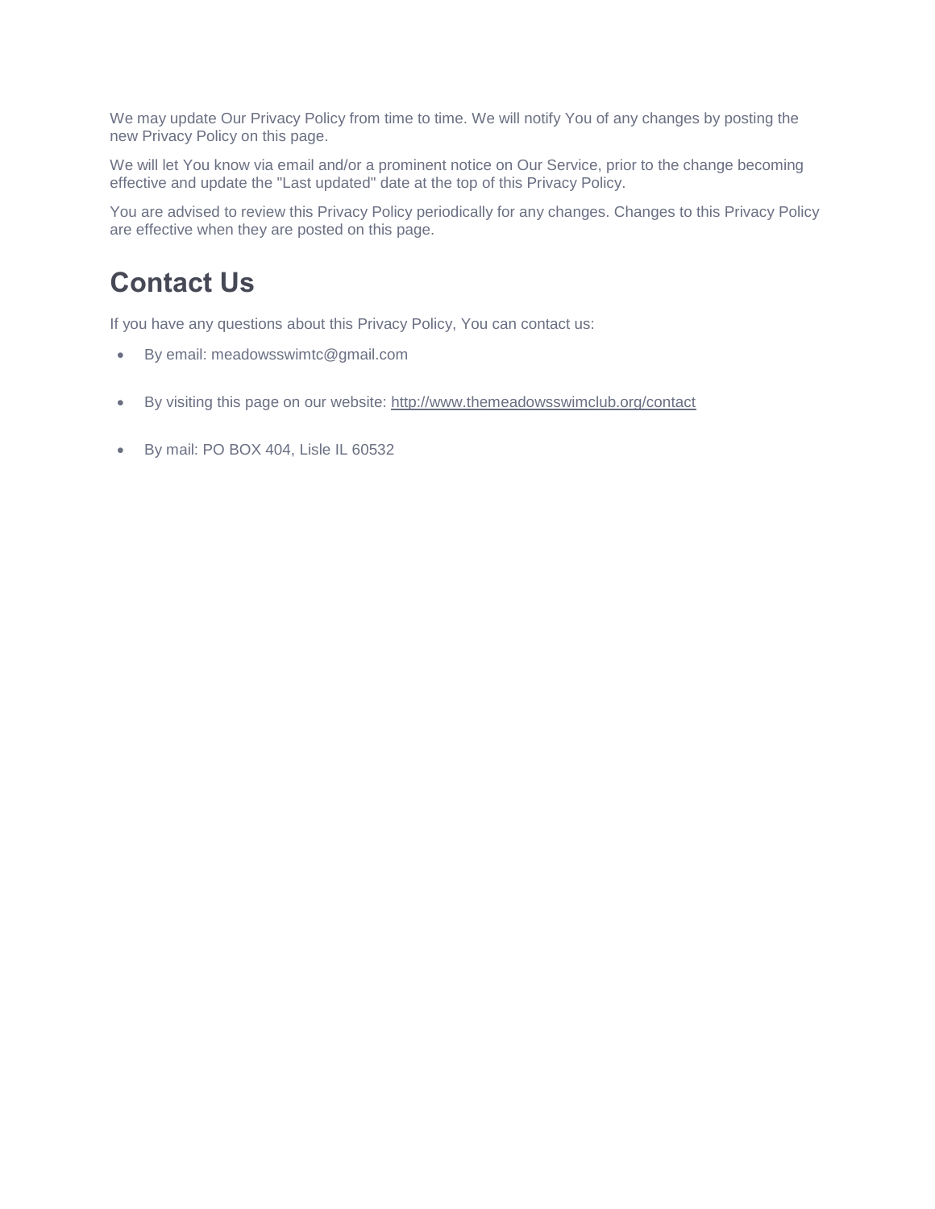We may update Our Privacy Policy from time to time. We will notify You of any changes by posting the new Privacy Policy on this page.

We will let You know via email and/or a prominent notice on Our Service, prior to the change becoming effective and update the "Last updated" date at the top of this Privacy Policy.

You are advised to review this Privacy Policy periodically for any changes. Changes to this Privacy Policy are effective when they are posted on this page.

## Contact Us

If you have any questions about this Privacy Policy, You can contact us:

- By email: meadowsswimtc@gmail.com
- By visiting this page on our website: [http://www.themeadowsswimclub.org/contact](http://www.themeadowsswimclub.org/contact)
- By mail: PO BOX 404, Lisle IL 60532